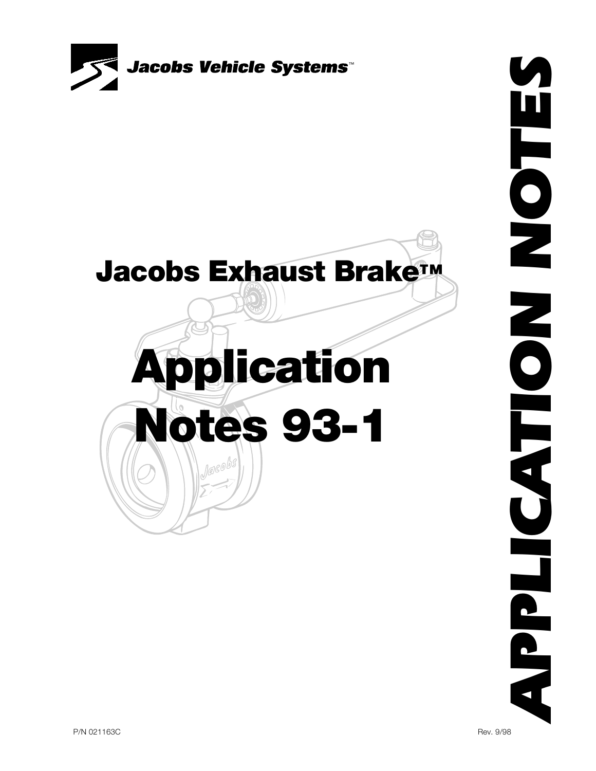Jacobs Vehicle Systems™

# Jacobs Exhaust Brake™

# Application Notes 93-1

APPLICATION NOTES

P/N 021163C

Rev. 9/98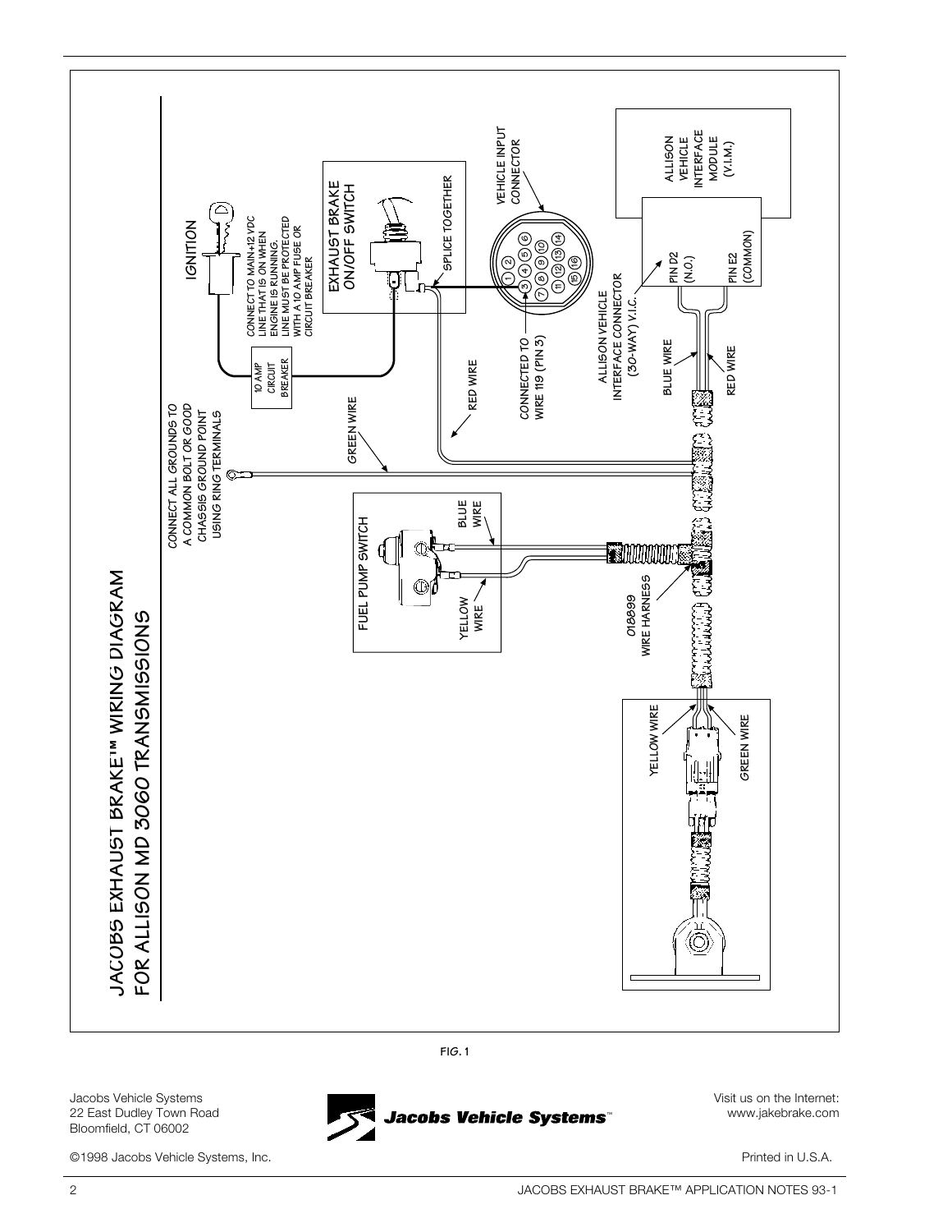# JACOBS EXHAUST BRAKE™ WIRING DIAGRAM FOR ALLISON MD 3060 TRANSMISSIONS

IGNITION

CONNECT TO MAIN+12 VDC LINE THAT IS ON WHEN ENGINE IS RUNNING. LINE MUST BE PROTECTED WITH A 10 AMP FUSE OR CIRCUIT BREAKER

10 AMP CIRCUIT BREAKER

EXHAUST BRAKE ON/OFF SWITCH

SPLICE TOGETHER

VEHICLE INPUT CONNECTOR

CONNECTED TO WIRE 119 (PIN 3)

ALLISON VEHICLE INTERFACE MODULE (V.I.M.)

ALLISON VEHICLE INTERFACE CONNECTOR (30-WAY) V.I.C.

PIN D2 (N.O.)

PIN E2 (COMMON)

BLUE WIRE

RED WIRE

CONNECT ALL GROUNDS TO A COMMON BOLT OR GOOD CHASSIS GROUND POINT USING RING TERMINALS

GREEN WIRE

RED WIRE

FUEL PUMP SWITCH

BLUE WIRE

YELLOW WIRE

018899 WIRE HARNESS

YELLOW WIRE

GREEN WIRE

FIG. 1

Jacobs Vehicle Systems
22 East Dudley Town Road
Bloomfield, CT 06002

©1998 Jacobs Vehicle Systems, Inc.

Visit us on the Internet:
www.jakebrake.com

Printed in U.S.A.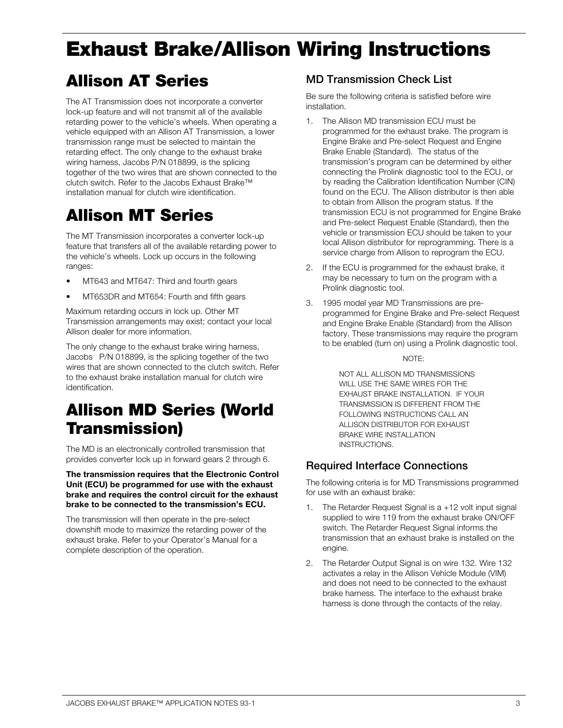# Exhaust Brake/Allison Wiring Instructions

## Allison AT Series

The AT Transmission does not incorporate a converter lock-up feature and will not transmit all of the available retarding power to the vehicle's wheels. When operating a vehicle equipped with an Allison AT Transmission, a lower transmission range must be selected to maintain the retarding effect. The only change to the exhaust brake wiring harness, Jacobs P/N 018899, is the splicing together of the two wires that are shown connected to the clutch switch. Refer to the Jacobs Exhaust Brake™ installation manual for clutch wire identification.

## Allison MT Series

The MT Transmission incorporates a converter lock-up feature that transfers all of the available retarding power to the vehicle's wheels. Lock up occurs in the following ranges:

- MT643 and MT647: Third and fourth gears
- MT653DR and MT654: Fourth and fifth gears

Maximum retarding occurs in lock up. Other MT Transmission arrangements may exist; contact your local Allison dealer for more information.

The only change to the exhaust brake wiring harness, Jacobs P/N 018899, is the splicing together of the two wires that are shown connected to the clutch switch. Refer to the exhaust brake installation manual for clutch wire identification.

## Allison MD Series (World Transmission)

The MD is an electronically controlled transmission that provides converter lock up in forward gears 2 through 6.

**The transmission requires that the Electronic Control Unit (ECU) be programmed for use with the exhaust brake and requires the control circuit for the exhaust brake to be connected to the transmission's ECU.**

The transmission will then operate in the pre-select downshift mode to maximize the retarding power of the exhaust brake. Refer to your Operator's Manual for a complete description of the operation.

### MD Transmission Check List

Be sure the following criteria is satisfied before wire installation.

1. The Allison MD transmission ECU must be programmed for the exhaust brake. The program is Engine Brake and Pre-select Request and Engine Brake Enable (Standard). The status of the transmission's program can be determined by either connecting the Prolink diagnostic tool to the ECU, or by reading the Calibration Identification Number (CIN) found on the ECU. The Allison distributor is then able to obtain from Allison the program status. If the transmission ECU is not programmed for Engine Brake and Pre-select Request Enable (Standard), then the vehicle or transmission ECU should be taken to your local Allison distributor for reprogramming. There is a service charge from Allison to reprogram the ECU.
2. If the ECU is programmed for the exhaust brake, it may be necessary to turn on the program with a Prolink diagnostic tool.
3. 1995 model year MD Transmissions are pre-programmed for Engine Brake and Pre-select Request and Engine Brake Enable (Standard) from the Allison factory. These transmissions may require the program to be enabled (turn on) using a Prolink diagnostic tool.

NOTE:

NOT ALL ALLISON MD TRANSMISSIONS WILL USE THE SAME WIRES FOR THE EXHAUST BRAKE INSTALLATION. IF YOUR TRANSMISSION IS DIFFERENT FROM THE FOLLOWING INSTRUCTIONS CALL AN ALLISON DISTRIBUTOR FOR EXHAUST BRAKE WIRE INSTALLATION INSTRUCTIONS.

### Required Interface Connections

The following criteria is for MD Transmissions programmed for use with an exhaust brake:

1. The Retarder Request Signal is a +12 volt input signal supplied to wire 119 from the exhaust brake ON/OFF switch. The Retarder Request Signal informs the transmission that an exhaust brake is installed on the engine.
2. The Retarder Output Signal is on wire 132. Wire 132 activates a relay in the Allison Vehicle Module (VIM) and does not need to be connected to the exhaust brake harness. The interface to the exhaust brake harness is done through the contacts of the relay.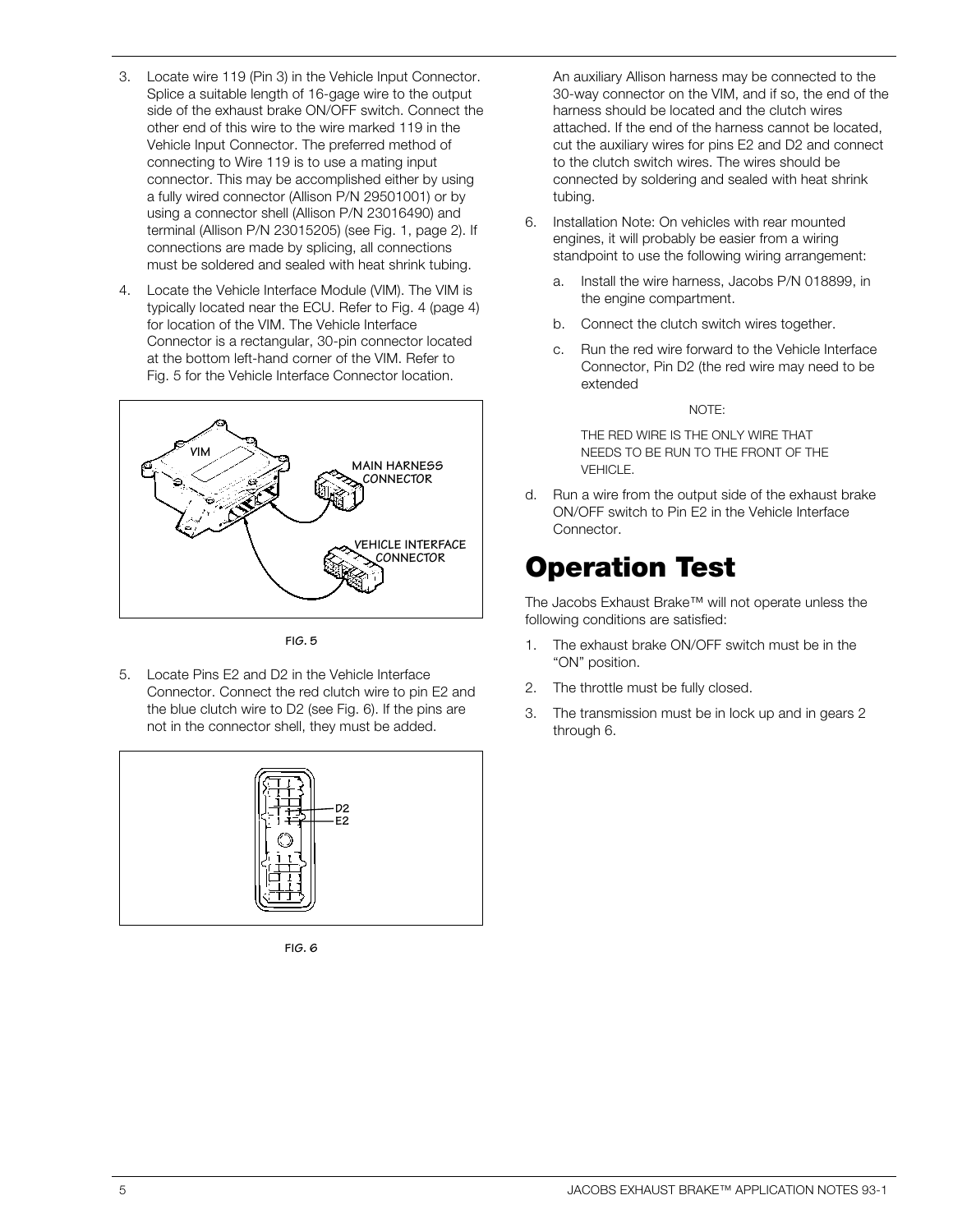3. Locate wire 119 (Pin 3) in the Vehicle Input Connector. Splice a suitable length of 16-gage wire to the output side of the exhaust brake ON/OFF switch. Connect the other end of this wire to the wire marked 119 in the Vehicle Input Connector. The preferred method of connecting to Wire 119 is to use a mating input connector. This may be accomplished either by using a fully wired connector (Allison P/N 29501001) or by using a connector shell (Allison P/N 23016490) and terminal (Allison P/N 23015205) (see Fig. 1, page 2). If connections are made by splicing, all connections must be soldered and sealed with heat shrink tubing.

4. Locate the Vehicle Interface Module (VIM). The VIM is typically located near the ECU. Refer to Fig. 4 (page 4) for location of the VIM. The Vehicle Interface Connector is a rectangular, 30-pin connector located at the bottom left-hand corner of the VIM. Refer to Fig. 5 for the Vehicle Interface Connector location.

FIG. 5

5. Locate Pins E2 and D2 in the Vehicle Interface Connector. Connect the red clutch wire to pin E2 and the blue clutch wire to D2 (see Fig. 6). If the pins are not in the connector shell, they must be added.

FIG. 6

An auxiliary Allison harness may be connected to the 30-way connector on the VIM, and if so, the end of the harness should be located and the clutch wires attached. If the end of the harness cannot be located, cut the auxiliary wires for pins E2 and D2 and connect to the clutch switch wires. The wires should be connected by soldering and sealed with heat shrink tubing.

6. Installation Note: On vehicles with rear mounted engines, it will probably be easier from a wiring standpoint to use the following wiring arrangement:

   a. Install the wire harness, Jacobs P/N 018899, in the engine compartment.

   b. Connect the clutch switch wires together.

   c. Run the red wire forward to the Vehicle Interface Connector, Pin D2 (the red wire may need to be extended

   NOTE:

   THE RED WIRE IS THE ONLY WIRE THAT NEEDS TO BE RUN TO THE FRONT OF THE VEHICLE.

   d. Run a wire from the output side of the exhaust brake ON/OFF switch to Pin E2 in the Vehicle Interface Connector.

# Operation Test

The Jacobs Exhaust Brake™ will not operate unless the following conditions are satisfied:

1. The exhaust brake ON/OFF switch must be in the "ON" position.
2. The throttle must be fully closed.
3. The transmission must be in lock up and in gears 2 through 6.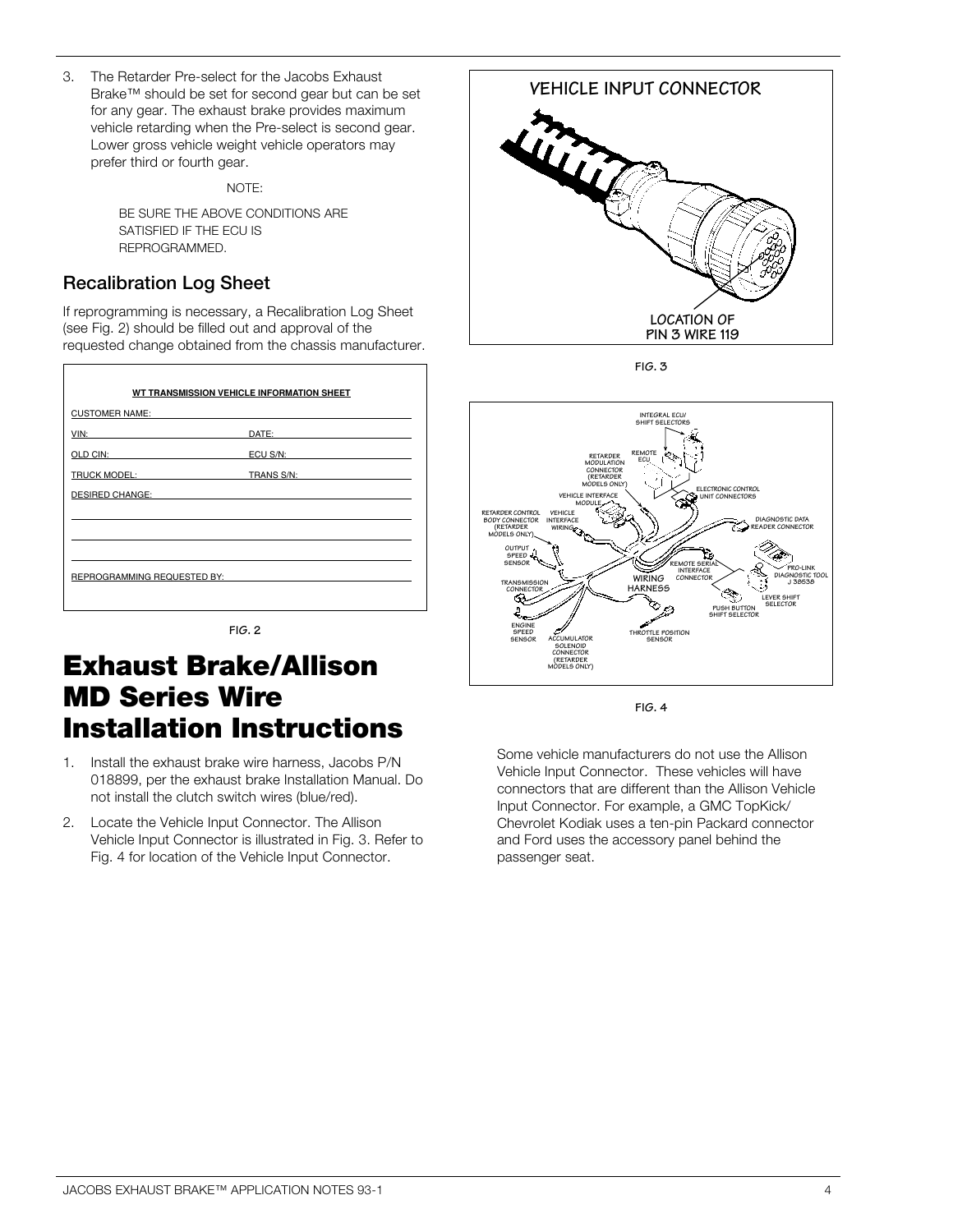3. The Retarder Pre-select for the Jacobs Exhaust Brake™ should be set for second gear but can be set for any gear. The exhaust brake provides maximum vehicle retarding when the Pre-select is second gear. Lower gross vehicle weight vehicle operators may prefer third or fourth gear.

NOTE:

BE SURE THE ABOVE CONDITIONS ARE SATISFIED IF THE ECU IS REPROGRAMMED.

## Recalibration Log Sheet

If reprogramming is necessary, a Recalibration Log Sheet (see Fig. 2) should be filled out and approval of the requested change obtained from the chassis manufacturer.

**WT TRANSMISSION VEHICLE INFORMATION SHEET**

CUSTOMER NAME:

| | |
|---|---|
| VIN: | DATE: |
| OLD CIN: | ECU S/N: |
| TRUCK MODEL: | TRANS S/N: |

DESIRED CHANGE:

REPROGRAMMING REQUESTED BY:

FIG. 2

# Exhaust Brake/Allison MD Series Wire Installation Instructions

1. Install the exhaust brake wire harness, Jacobs P/N 018899, per the exhaust brake Installation Manual. Do not install the clutch switch wires (blue/red).
2. Locate the Vehicle Input Connector. The Allison Vehicle Input Connector is illustrated in Fig. 3. Refer to Fig. 4 for location of the Vehicle Input Connector.

VEHICLE INPUT CONNECTOR

LOCATION OF PIN 3 WIRE 119

FIG. 3

FIG. 4

Some vehicle manufacturers do not use the Allison Vehicle Input Connector. These vehicles will have connectors that are different than the Allison Vehicle Input Connector. For example, a GMC TopKick/ Chevrolet Kodiak uses a ten-pin Packard connector and Ford uses the accessory panel behind the passenger seat.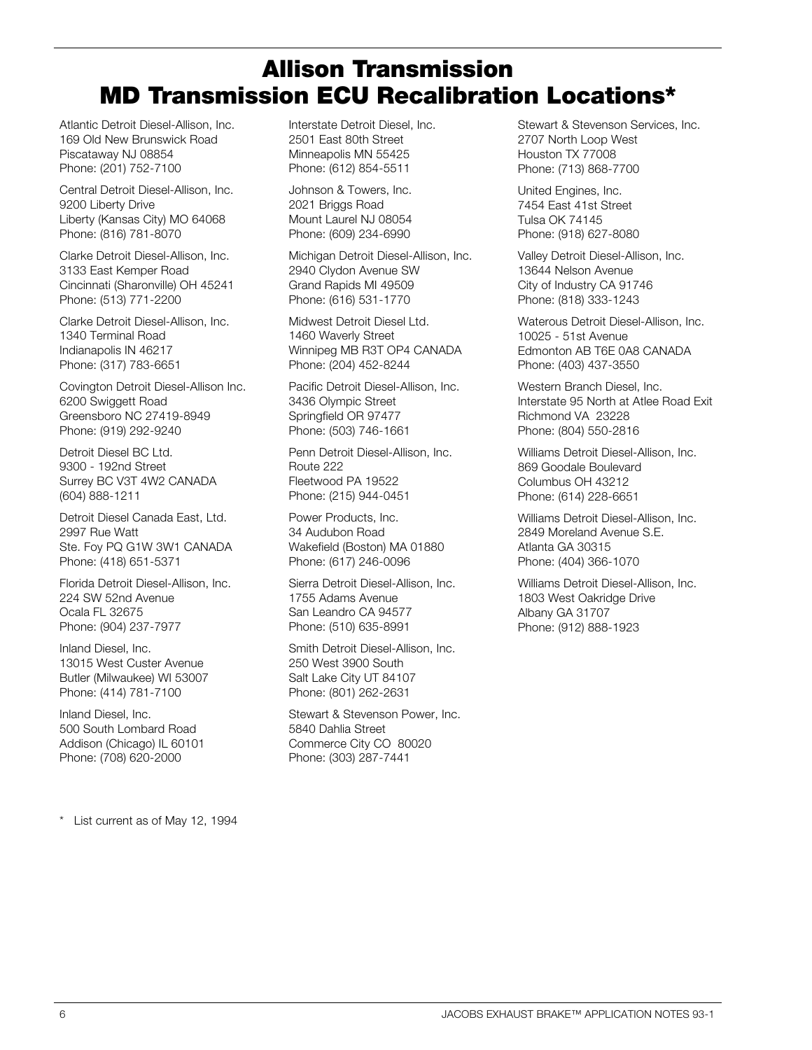# Allison Transmission MD Transmission ECU Recalibration Locations*

Atlantic Detroit Diesel-Allison, Inc.
169 Old New Brunswick Road
Piscataway NJ 08854
Phone: (201) 752-7100

Central Detroit Diesel-Allison, Inc.
9200 Liberty Drive
Liberty (Kansas City) MO 64068
Phone: (816) 781-8070

Clarke Detroit Diesel-Allison, Inc.
3133 East Kemper Road
Cincinnati (Sharonville) OH 45241
Phone: (513) 771-2200

Clarke Detroit Diesel-Allison, Inc.
1340 Terminal Road
Indianapolis IN 46217
Phone: (317) 783-6651

Covington Detroit Diesel-Allison Inc.
6200 Swiggett Road
Greensboro NC 27419-8949
Phone: (919) 292-9240

Detroit Diesel BC Ltd.
9300 - 192nd Street
Surrey BC V3T 4W2 CANADA
(604) 888-1211

Detroit Diesel Canada East, Ltd.
2997 Rue Watt
Ste. Foy PQ G1W 3W1 CANADA
Phone: (418) 651-5371

Florida Detroit Diesel-Allison, Inc.
224 SW 52nd Avenue
Ocala FL 32675
Phone: (904) 237-7977

Inland Diesel, Inc.
13015 West Custer Avenue
Butler (Milwaukee) WI 53007
Phone: (414) 781-7100

Inland Diesel, Inc.
500 South Lombard Road
Addison (Chicago) IL 60101
Phone: (708) 620-2000

Interstate Detroit Diesel, Inc.
2501 East 80th Street
Minneapolis MN 55425
Phone: (612) 854-5511

Johnson & Towers, Inc.
2021 Briggs Road
Mount Laurel NJ 08054
Phone: (609) 234-6990

Michigan Detroit Diesel-Allison, Inc.
2940 Clydon Avenue SW
Grand Rapids MI 49509
Phone: (616) 531-1770

Midwest Detroit Diesel Ltd.
1460 Waverly Street
Winnipeg MB R3T OP4 CANADA
Phone: (204) 452-8244

Pacific Detroit Diesel-Allison, Inc.
3436 Olympic Street
Springfield OR 97477
Phone: (503) 746-1661

Penn Detroit Diesel-Allison, Inc.
Route 222
Fleetwood PA 19522
Phone: (215) 944-0451

Power Products, Inc.
34 Audubon Road
Wakefield (Boston) MA 01880
Phone: (617) 246-0096

Sierra Detroit Diesel-Allison, Inc.
1755 Adams Avenue
San Leandro CA 94577
Phone: (510) 635-8991

Smith Detroit Diesel-Allison, Inc.
250 West 3900 South
Salt Lake City UT 84107
Phone: (801) 262-2631

Stewart & Stevenson Power, Inc.
5840 Dahlia Street
Commerce City CO 80020
Phone: (303) 287-7441

Stewart & Stevenson Services, Inc.
2707 North Loop West
Houston TX 77008
Phone: (713) 868-7700

United Engines, Inc.
7454 East 41st Street
Tulsa OK 74145
Phone: (918) 627-8080

Valley Detroit Diesel-Allison, Inc.
13644 Nelson Avenue
City of Industry CA 91746
Phone: (818) 333-1243

Waterous Detroit Diesel-Allison, Inc.
10025 - 51st Avenue
Edmonton AB T6E 0A8 CANADA
Phone: (403) 437-3550

Western Branch Diesel, Inc.
Interstate 95 North at Atlee Road Exit
Richmond VA 23228
Phone: (804) 550-2816

Williams Detroit Diesel-Allison, Inc.
869 Goodale Boulevard
Columbus OH 43212
Phone: (614) 228-6651

Williams Detroit Diesel-Allison, Inc.
2849 Moreland Avenue S.E.
Atlanta GA 30315
Phone: (404) 366-1070

Williams Detroit Diesel-Allison, Inc.
1803 West Oakridge Drive
Albany GA 31707
Phone: (912) 888-1923

\* List current as of May 12, 1994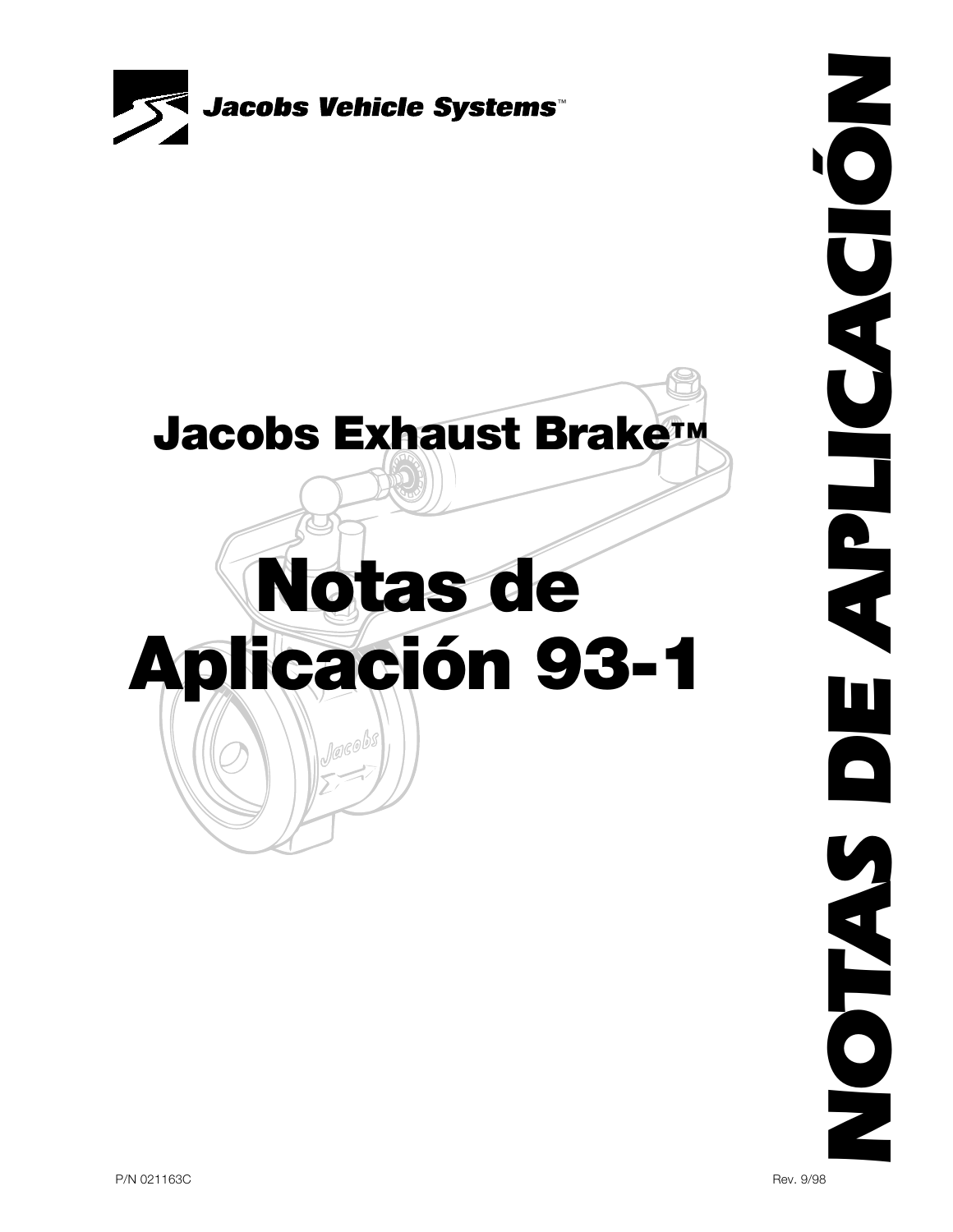Jacobs Vehicle Systems™

# Jacobs Exhaust Brake™

# Notas de Aplicación 93-1

NOTAS DE APLICACIÓN

P/N 021163C

Rev. 9/98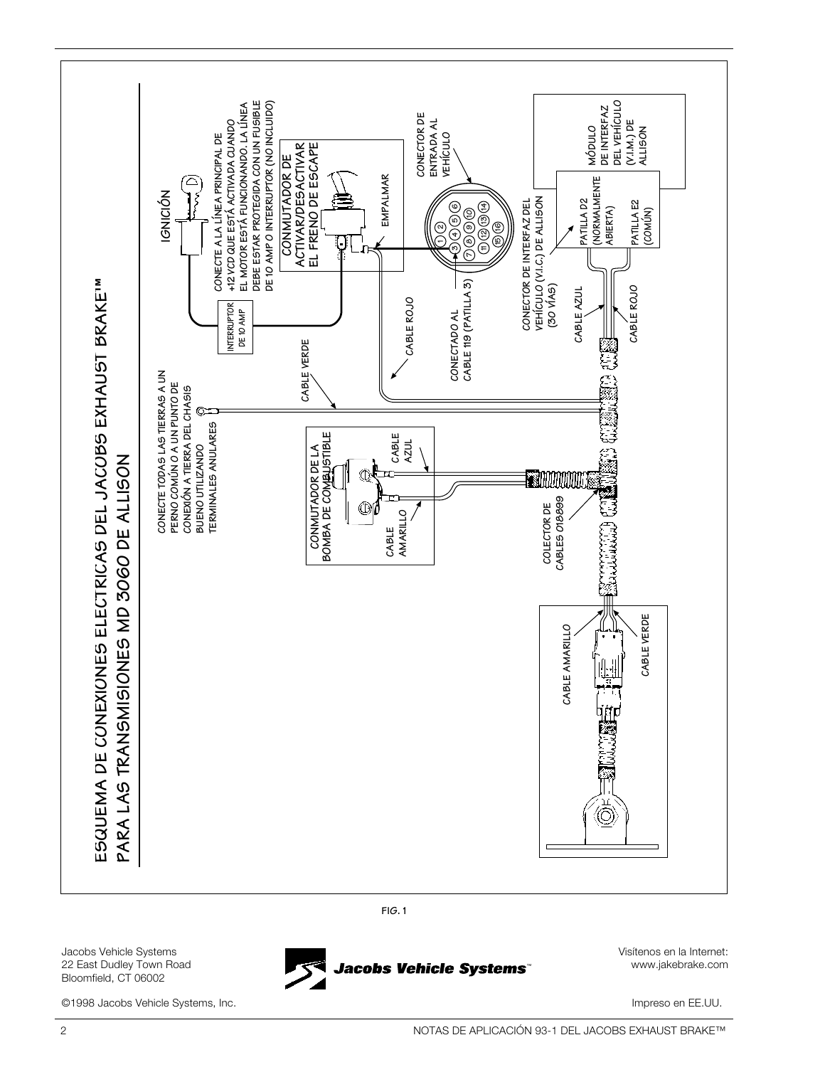# ESQUEMA DE CONEXIONES ELECTRICAS DEL JACOBS EXHAUST BRAKE™ PARA LAS TRANSMISIONES MD 3060 DE ALLISON

IGNICIÓN

CONECTE A LA LÍNEA PRINCIPAL DE +12 VCD QUE ESTÁ ACTIVADA CUANDO EL MOTOR ESTÁ FUNCIONANDO. LA LÍNEA DEBE ESTAR PROTEGIDA CON UN FUSIBLE DE 10 AMP O INTERRUPTOR (NO INCLUIDO)

INTERRUPTOR DE 10 AMP

CONMUTADOR DE ACTIVAR/DESACTIVAR EL FRENO DE ESCAPE

EMPALMAR

CONECTOR DE ENTRADA AL VEHÍCULO

MÓDULO DE INTERFAZ DEL VEHÍCULO (V.I.M.) DE ALLISON

CONECTE TODAS LAS TIERRAS A UN PERNO COMÚN O A UN PUNTO DE CONEXIÓN A TIERRA DEL CHASIS BUENO UTILIZANDO TERMINALES ANULARES

CABLE VERDE

CABLE ROJO

CONECTADO AL CABLE 119 (PATILLA 3)

CONECTOR DE INTERFAZ DEL VEHÍCULO (V.I.C.) DE ALLISON (30 VÍAS)

PATILLA D2 (NORMALMENTE ABIERTA)

PATILLA E2 (COMÚN)

CABLE AZUL

CABLE ROJO

CONMUTADOR DE LA BOMBA DE COMBUSTIBLE

CABLE AZUL

CABLE AMARILLO

COLECTOR DE CABLES 018899

CABLE AMARILLO

CABLE VERDE

FIG. 1

Jacobs Vehicle Systems
22 East Dudley Town Road
Bloomfield, CT 06002

Visítenos en la Internet:
www.jakebrake.com

©1998 Jacobs Vehicle Systems, Inc.

Impreso en EE.UU.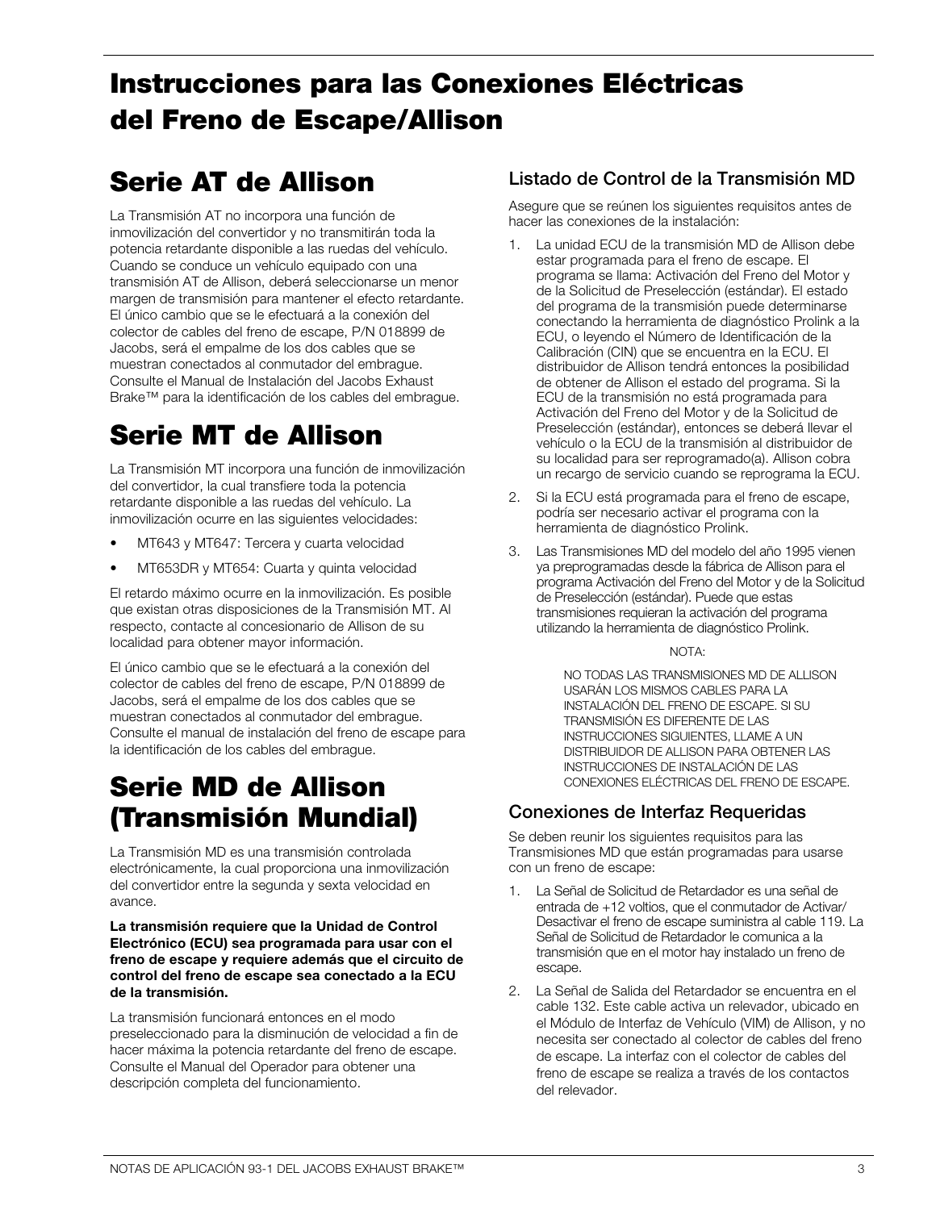# Instrucciones para las Conexiones Eléctricas del Freno de Escape/Allison

## Serie AT de Allison

La Transmisión AT no incorpora una función de inmovilización del convertidor y no transmitirán toda la potencia retardante disponible a las ruedas del vehículo. Cuando se conduce un vehículo equipado con una transmisión AT de Allison, deberá seleccionarse un menor margen de transmisión para mantener el efecto retardante. El único cambio que se le efectuará a la conexión del colector de cables del freno de escape, P/N 018899 de Jacobs, será el empalme de los dos cables que se muestran conectados al conmutador del embrague. Consulte el Manual de Instalación del Jacobs Exhaust Brake™ para la identificación de los cables del embrague.

## Serie MT de Allison

La Transmisión MT incorpora una función de inmovilización del convertidor, la cual transfiere toda la potencia retardante disponible a las ruedas del vehículo. La inmovilización ocurre en las siguientes velocidades:

- MT643 y MT647: Tercera y cuarta velocidad
- MT653DR y MT654: Cuarta y quinta velocidad

El retardo máximo ocurre en la inmovilización. Es posible que existan otras disposiciones de la Transmisión MT. Al respecto, contacte al concesionario de Allison de su localidad para obtener mayor información.

El único cambio que se le efectuará a la conexión del colector de cables del freno de escape, P/N 018899 de Jacobs, será el empalme de los dos cables que se muestran conectados al conmutador del embrague. Consulte el manual de instalación del freno de escape para la identificación de los cables del embrague.

## Serie MD de Allison (Transmisión Mundial)

La Transmisión MD es una transmisión controlada electrónicamente, la cual proporciona una inmovilización del convertidor entre la segunda y sexta velocidad en avance.

**La transmisión requiere que la Unidad de Control Electrónico (ECU) sea programada para usar con el freno de escape y requiere además que el circuito de control del freno de escape sea conectado a la ECU de la transmisión.**

La transmisión funcionará entonces en el modo preseleccionado para la disminución de velocidad a fin de hacer máxima la potencia retardante del freno de escape. Consulte el Manual del Operador para obtener una descripción completa del funcionamiento.

### Listado de Control de la Transmisión MD

Asegure que se reúnen los siguientes requisitos antes de hacer las conexiones de la instalación:

1. La unidad ECU de la transmisión MD de Allison debe estar programada para el freno de escape. El programa se llama: Activación del Freno del Motor y de la Solicitud de Preselección (estándar). El estado del programa de la transmisión puede determinarse conectando la herramienta de diagnóstico Prolink a la ECU, o leyendo el Número de Identificación de la Calibración (CIN) que se encuentra en la ECU. El distribuidor de Allison tendrá entonces la posibilidad de obtener de Allison el estado del programa. Si la ECU de la transmisión no está programada para Activación del Freno del Motor y de la Solicitud de Preselección (estándar), entonces se deberá llevar el vehículo o la ECU de la transmisión al distribuidor de su localidad para ser reprogramado(a). Allison cobra un recargo de servicio cuando se reprograma la ECU.
2. Si la ECU está programada para el freno de escape, podría ser necesario activar el programa con la herramienta de diagnóstico Prolink.
3. Las Transmisiones MD del modelo del año 1995 vienen ya preprogramadas desde la fábrica de Allison para el programa Activación del Freno del Motor y de la Solicitud de Preselección (estándar). Puede que estas transmisiones requieran la activación del programa utilizando la herramienta de diagnóstico Prolink.

NOTA:

NO TODAS LAS TRANSMISIONES MD DE ALLISON USARÁN LOS MISMOS CABLES PARA LA INSTALACIÓN DEL FRENO DE ESCAPE. SI SU TRANSMISIÓN ES DIFERENTE DE LAS INSTRUCCIONES SIGUIENTES, LLAME A UN DISTRIBUIDOR DE ALLISON PARA OBTENER LAS INSTRUCCIONES DE INSTALACIÓN DE LAS CONEXIONES ELÉCTRICAS DEL FRENO DE ESCAPE.

### Conexiones de Interfaz Requeridas

Se deben reunir los siguientes requisitos para las Transmisiones MD que están programadas para usarse con un freno de escape:

1. La Señal de Solicitud de Retardador es una señal de entrada de +12 voltios, que el conmutador de Activar/Desactivar el freno de escape suministra al cable 119. La Señal de Solicitud de Retardador le comunica a la transmisión que en el motor hay instalado un freno de escape.
2. La Señal de Salida del Retardador se encuentra en el cable 132. Este cable activa un relevador, ubicado en el Módulo de Interfaz de Vehículo (VIM) de Allison, y no necesita ser conectado al colector de cables del freno de escape. La interfaz con el colector de cables del freno de escape se realiza a través de los contactos del relevador.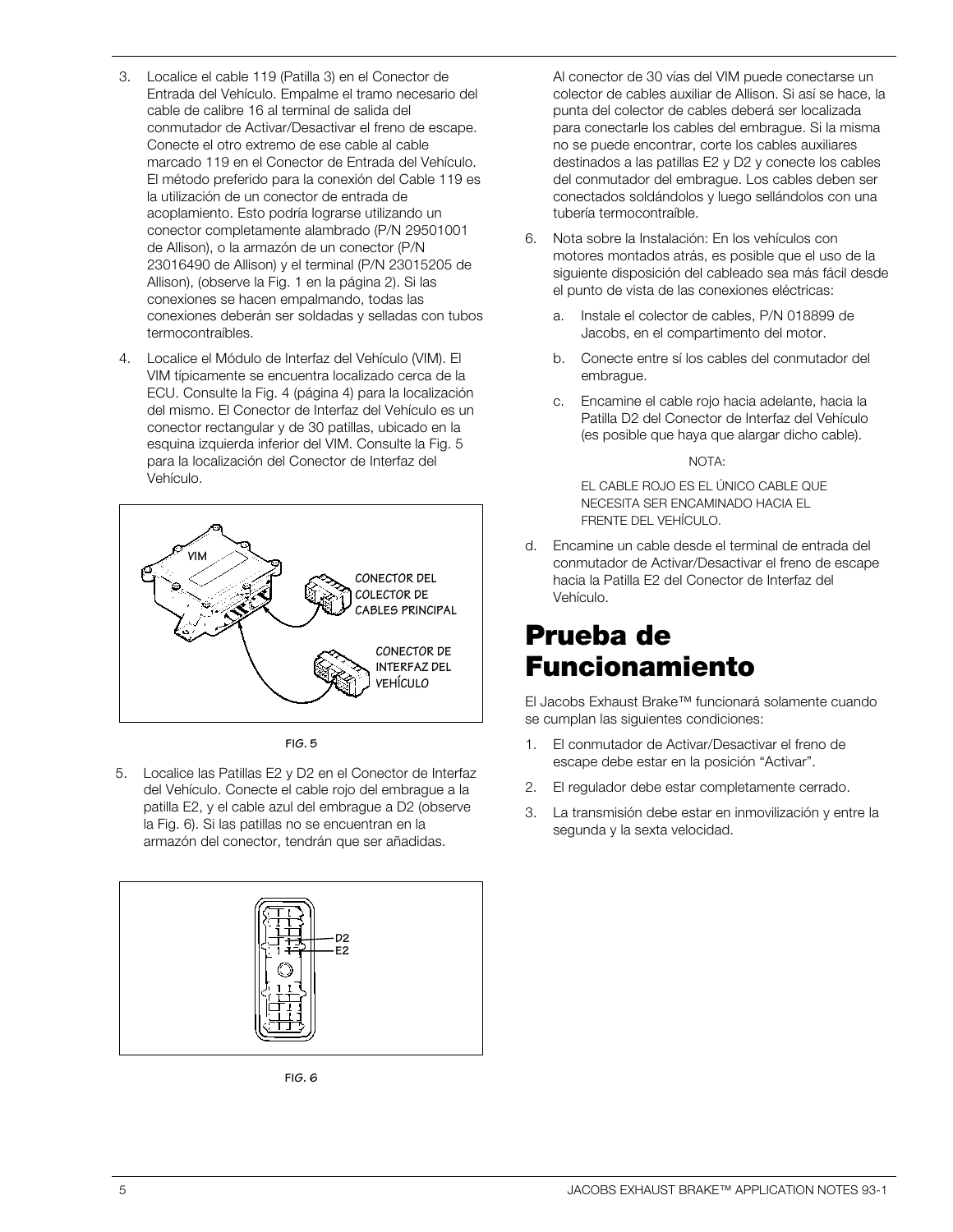3. Localice el cable 119 (Patilla 3) en el Conector de Entrada del Vehículo. Empalme el tramo necesario del cable de calibre 16 al terminal de salida del conmutador de Activar/Desactivar el freno de escape. Conecte el otro extremo de ese cable al cable marcado 119 en el Conector de Entrada del Vehículo. El método preferido para la conexión del Cable 119 es la utilización de un conector de entrada de acoplamiento. Esto podría lograrse utilizando un conector completamente alambrado (P/N 29501001 de Allison), o la armazón de un conector (P/N 23016490 de Allison) y el terminal (P/N 23015205 de Allison), (observe la Fig. 1 en la página 2). Si las conexiones se hacen empalmando, todas las conexiones deberán ser soldadas y selladas con tubos termocontraíbles.

4. Localice el Módulo de Interfaz del Vehículo (VIM). El VIM típicamente se encuentra localizado cerca de la ECU. Consulte la Fig. 4 (página 4) para la localización del mismo. El Conector de Interfaz del Vehículo es un conector rectangular y de 30 patillas, ubicado en la esquina izquierda inferior del VIM. Consulte la Fig. 5 para la localización del Conector de Interfaz del Vehículo.

VIM

CONECTOR DEL COLECTOR DE CABLES PRINCIPAL

CONECTOR DE INTERFAZ DEL VEHÍCULO

FIG. 5

5. Localice las Patillas E2 y D2 en el Conector de Interfaz del Vehículo. Conecte el cable rojo del embrague a la patilla E2, y el cable azul del embrague a D2 (observe la Fig. 6). Si las patillas no se encuentran en la armazón del conector, tendrán que ser añadidas.

D2
E2

FIG. 6

Al conector de 30 vías del VIM puede conectarse un colector de cables auxiliar de Allison. Si así se hace, la punta del colector de cables deberá ser localizada para conectarle los cables del embrague. Si la misma no se puede encontrar, corte los cables auxiliares destinados a las patillas E2 y D2 y conecte los cables del conmutador del embrague. Los cables deben ser conectados soldándolos y luego sellándolos con una tubería termocontraíble.

6. Nota sobre la Instalación: En los vehículos con motores montados atrás, es posible que el uso de la siguiente disposición del cableado sea más fácil desde el punto de vista de las conexiones eléctricas:

   a. Instale el colector de cables, P/N 018899 de Jacobs, en el compartimento del motor.

   b. Conecte entre sí los cables del conmutador del embrague.

   c. Encamine el cable rojo hacia adelante, hacia la Patilla D2 del Conector de Interfaz del Vehículo (es posible que haya que alargar dicho cable).

   NOTA:

   EL CABLE ROJO ES EL ÚNICO CABLE QUE NECESITA SER ENCAMINADO HACIA EL FRENTE DEL VEHÍCULO.

   d. Encamine un cable desde el terminal de entrada del conmutador de Activar/Desactivar el freno de escape hacia la Patilla E2 del Conector de Interfaz del Vehículo.

# Prueba de Funcionamiento

El Jacobs Exhaust Brake™ funcionará solamente cuando se cumplan las siguientes condiciones:

1. El conmutador de Activar/Desactivar el freno de escape debe estar en la posición "Activar".
2. El regulador debe estar completamente cerrado.
3. La transmisión debe estar en inmovilización y entre la segunda y la sexta velocidad.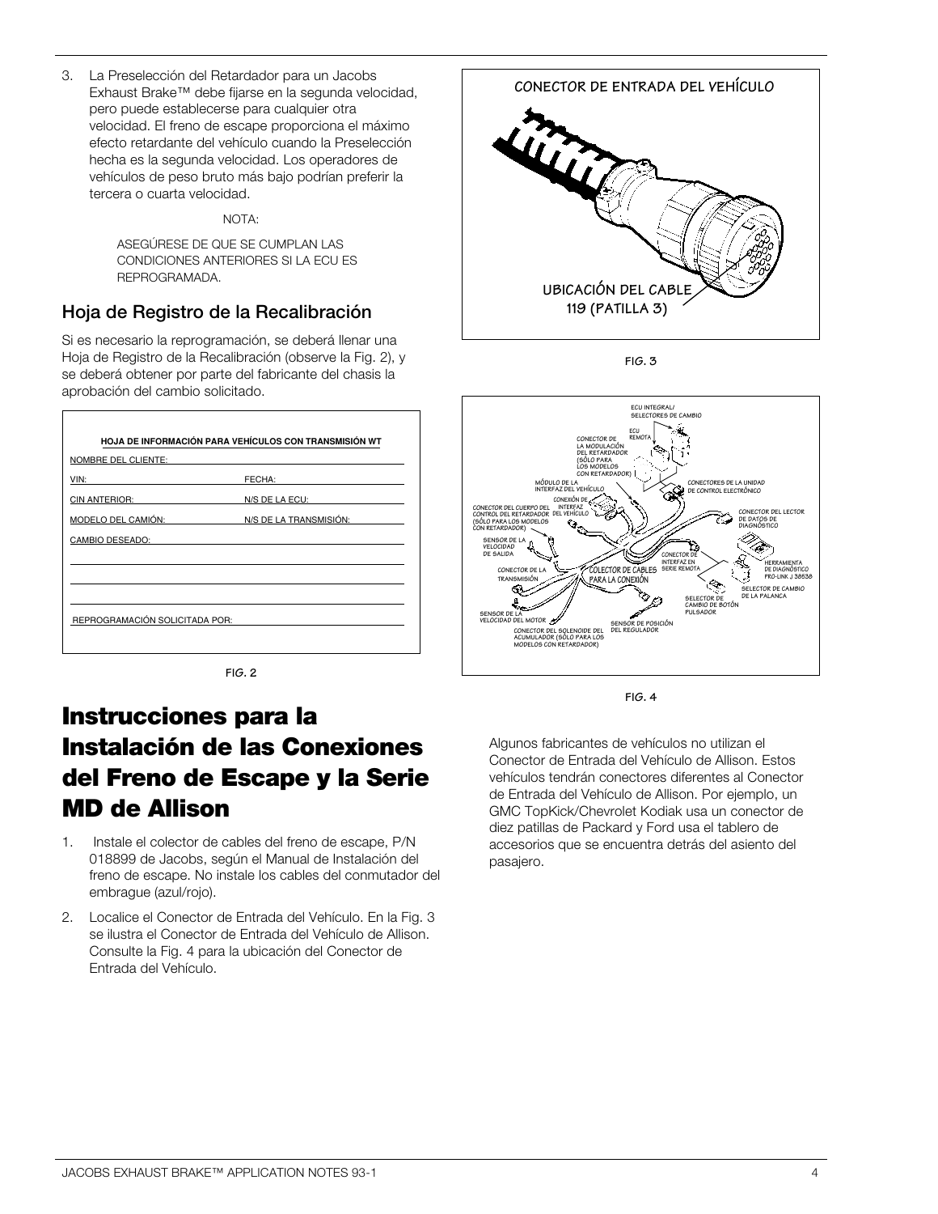3. La Preselección del Retardador para un Jacobs Exhaust Brake™ debe fijarse en la segunda velocidad, pero puede establecerse para cualquier otra velocidad. El freno de escape proporciona el máximo efecto retardante del vehículo cuando la Preselección hecha es la segunda velocidad. Los operadores de vehículos de peso bruto más bajo podrían preferir la tercera o cuarta velocidad.

NOTA:

ASEGÚRESE DE QUE SE CUMPLAN LAS CONDICIONES ANTERIORES SI LA ECU ES REPROGRAMADA.

## Hoja de Registro de la Recalibración

Si es necesario la reprogramación, se deberá llenar una Hoja de Registro de la Recalibración (observe la Fig. 2), y se deberá obtener por parte del fabricante del chasis la aprobación del cambio solicitado.

**HOJA DE INFORMACIÓN PARA VEHÍCULOS CON TRANSMISIÓN WT**

NOMBRE DEL CLIENTE: ____________________

| | |
|---|---|
| VIN: | FECHA: |
| CIN ANTERIOR: | N/S DE LA ECU: |
| MODELO DEL CAMIÓN: | N/S DE LA TRANSMISIÓN: |

CAMBIO DESEADO: ____________________

REPROGRAMACIÓN SOLICITADA POR: ____________________

FIG. 2

CONECTOR DE ENTRADA DEL VEHÍCULO

UBICACIÓN DEL CABLE 119 (PATILLA 3)

FIG. 3

ECU INTEGRAL/ SELECTORES DE CAMBIO; ECU REMOTA; CONECTOR DE LA MODULACIÓN DEL RETARDADOR (SÓLO PARA LOS MODELOS CON RETARDADOR); MÓDULO DE LA INTERFAZ DEL VEHÍCULO; CONECTORES DE LA UNIDAD DE CONTROL ELECTRÓNICO; CONEXIÓN DE INTERFAZ DEL VEHÍCULO; CONECTOR DEL CUERPO DEL CONTROL DEL RETARDADOR (SÓLO PARA LOS MODELOS CON RETARDADOR); CONECTOR DEL LECTOR DE DATOS DE DIAGNÓSTICO; SENSOR DE LA VELOCIDAD DE SALIDA; CONECTOR DE INTERFAZ EN SERIE REMOTA; HERRAMIENTA DE DIAGNÓSTICO PRO-LINK J 38538; CONECTOR DE LA TRANSMISIÓN; COLECTOR DE CABLES PARA LA CONEXIÓN; SELECTOR DE CAMBIO DE LA PALANCA; SELECTOR DE CAMBIO DE BOTÓN PULSADOR; SENSOR DE LA VELOCIDAD DEL MOTOR; SENSOR DE POSICIÓN DEL REGULADOR; CONECTOR DEL SOLENOIDE DEL ACUMULADOR (SÓLO PARA LOS MODELOS CON RETARDADOR)

FIG. 4

# Instrucciones para la Instalación de las Conexiones del Freno de Escape y la Serie MD de Allison

1. Instale el colector de cables del freno de escape, P/N 018899 de Jacobs, según el Manual de Instalación del freno de escape. No instale los cables del conmutador del embrague (azul/rojo).
2. Localice el Conector de Entrada del Vehículo. En la Fig. 3 se ilustra el Conector de Entrada del Vehículo de Allison. Consulte la Fig. 4 para la ubicación del Conector de Entrada del Vehículo.

Algunos fabricantes de vehículos no utilizan el Conector de Entrada del Vehículo de Allison. Estos vehículos tendrán conectores diferentes al Conector de Entrada del Vehículo de Allison. Por ejemplo, un GMC TopKick/Chevrolet Kodiak usa un conector de diez patillas de Packard y Ford usa el tablero de accesorios que se encuentra detrás del asiento del pasajero.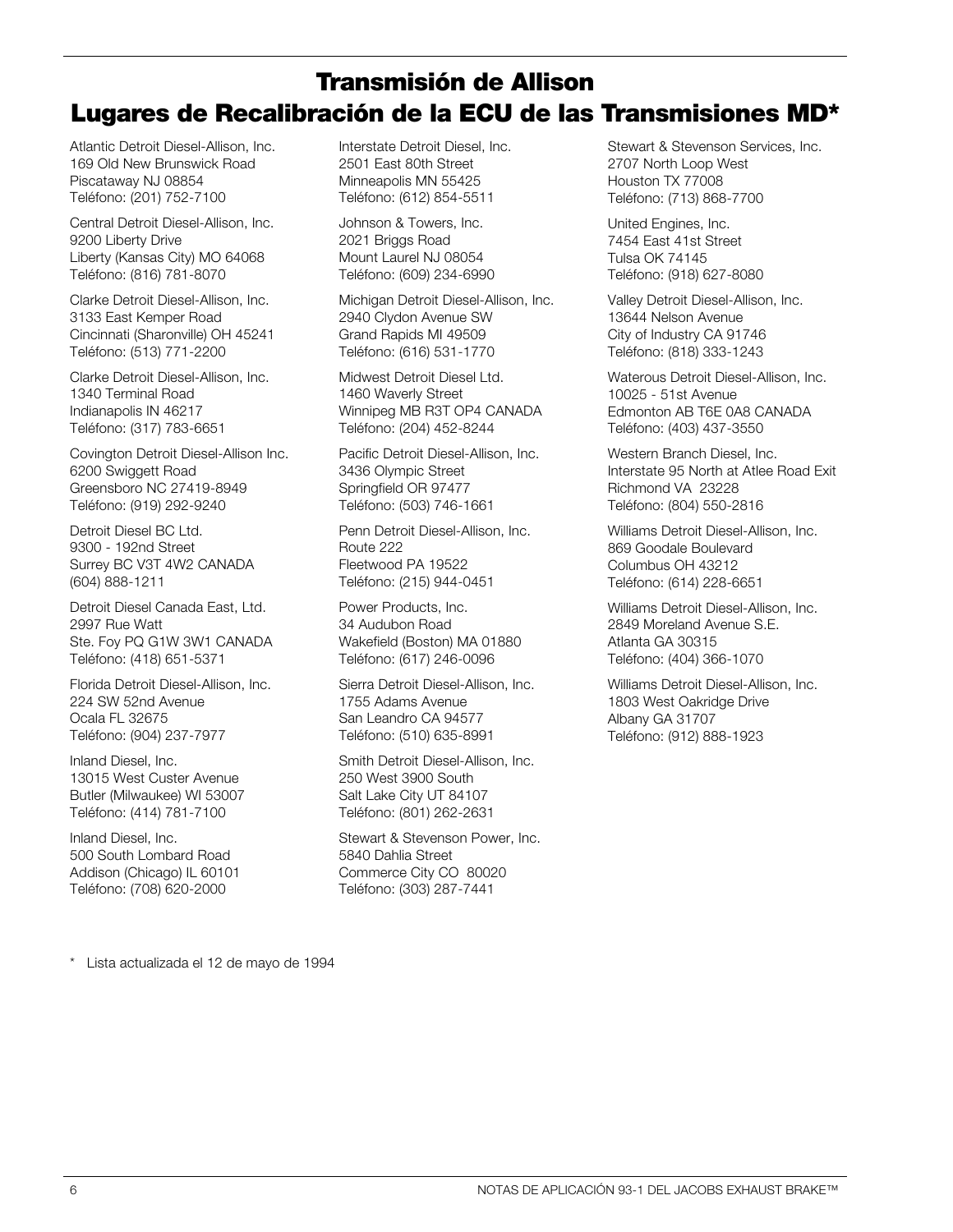# Transmisión de Allison
# Lugares de Recalibración de la ECU de las Transmisiones MD*

Atlantic Detroit Diesel-Allison, Inc.
169 Old New Brunswick Road
Piscataway NJ 08854
Teléfono: (201) 752-7100

Central Detroit Diesel-Allison, Inc.
9200 Liberty Drive
Liberty (Kansas City) MO 64068
Teléfono: (816) 781-8070

Clarke Detroit Diesel-Allison, Inc.
3133 East Kemper Road
Cincinnati (Sharonville) OH 45241
Teléfono: (513) 771-2200

Clarke Detroit Diesel-Allison, Inc.
1340 Terminal Road
Indianapolis IN 46217
Teléfono: (317) 783-6651

Covington Detroit Diesel-Allison Inc.
6200 Swiggett Road
Greensboro NC 27419-8949
Teléfono: (919) 292-9240

Detroit Diesel BC Ltd.
9300 - 192nd Street
Surrey BC V3T 4W2 CANADA
(604) 888-1211

Detroit Diesel Canada East, Ltd.
2997 Rue Watt
Ste. Foy PQ G1W 3W1 CANADA
Teléfono: (418) 651-5371

Florida Detroit Diesel-Allison, Inc.
224 SW 52nd Avenue
Ocala FL 32675
Teléfono: (904) 237-7977

Inland Diesel, Inc.
13015 West Custer Avenue
Butler (Milwaukee) WI 53007
Teléfono: (414) 781-7100

Inland Diesel, Inc.
500 South Lombard Road
Addison (Chicago) IL 60101
Teléfono: (708) 620-2000

Interstate Detroit Diesel, Inc.
2501 East 80th Street
Minneapolis MN 55425
Teléfono: (612) 854-5511

Johnson & Towers, Inc.
2021 Briggs Road
Mount Laurel NJ 08054
Teléfono: (609) 234-6990

Michigan Detroit Diesel-Allison, Inc.
2940 Clydon Avenue SW
Grand Rapids MI 49509
Teléfono: (616) 531-1770

Midwest Detroit Diesel Ltd.
1460 Waverly Street
Winnipeg MB R3T OP4 CANADA
Teléfono: (204) 452-8244

Pacific Detroit Diesel-Allison, Inc.
3436 Olympic Street
Springfield OR 97477
Teléfono: (503) 746-1661

Penn Detroit Diesel-Allison, Inc.
Route 222
Fleetwood PA 19522
Teléfono: (215) 944-0451

Power Products, Inc.
34 Audubon Road
Wakefield (Boston) MA 01880
Teléfono: (617) 246-0096

Sierra Detroit Diesel-Allison, Inc.
1755 Adams Avenue
San Leandro CA 94577
Teléfono: (510) 635-8991

Smith Detroit Diesel-Allison, Inc.
250 West 3900 South
Salt Lake City UT 84107
Teléfono: (801) 262-2631

Stewart & Stevenson Power, Inc.
5840 Dahlia Street
Commerce City CO 80020
Teléfono: (303) 287-7441

Stewart & Stevenson Services, Inc.
2707 North Loop West
Houston TX 77008
Teléfono: (713) 868-7700

United Engines, Inc.
7454 East 41st Street
Tulsa OK 74145
Teléfono: (918) 627-8080

Valley Detroit Diesel-Allison, Inc.
13644 Nelson Avenue
City of Industry CA 91746
Teléfono: (818) 333-1243

Waterous Detroit Diesel-Allison, Inc.
10025 - 51st Avenue
Edmonton AB T6E 0A8 CANADA
Teléfono: (403) 437-3550

Western Branch Diesel, Inc.
Interstate 95 North at Atlee Road Exit
Richmond VA 23228
Teléfono: (804) 550-2816

Williams Detroit Diesel-Allison, Inc.
869 Goodale Boulevard
Columbus OH 43212
Teléfono: (614) 228-6651

Williams Detroit Diesel-Allison, Inc.
2849 Moreland Avenue S.E.
Atlanta GA 30315
Teléfono: (404) 366-1070

Williams Detroit Diesel-Allison, Inc.
1803 West Oakridge Drive
Albany GA 31707
Teléfono: (912) 888-1923

* Lista actualizada el 12 de mayo de 1994